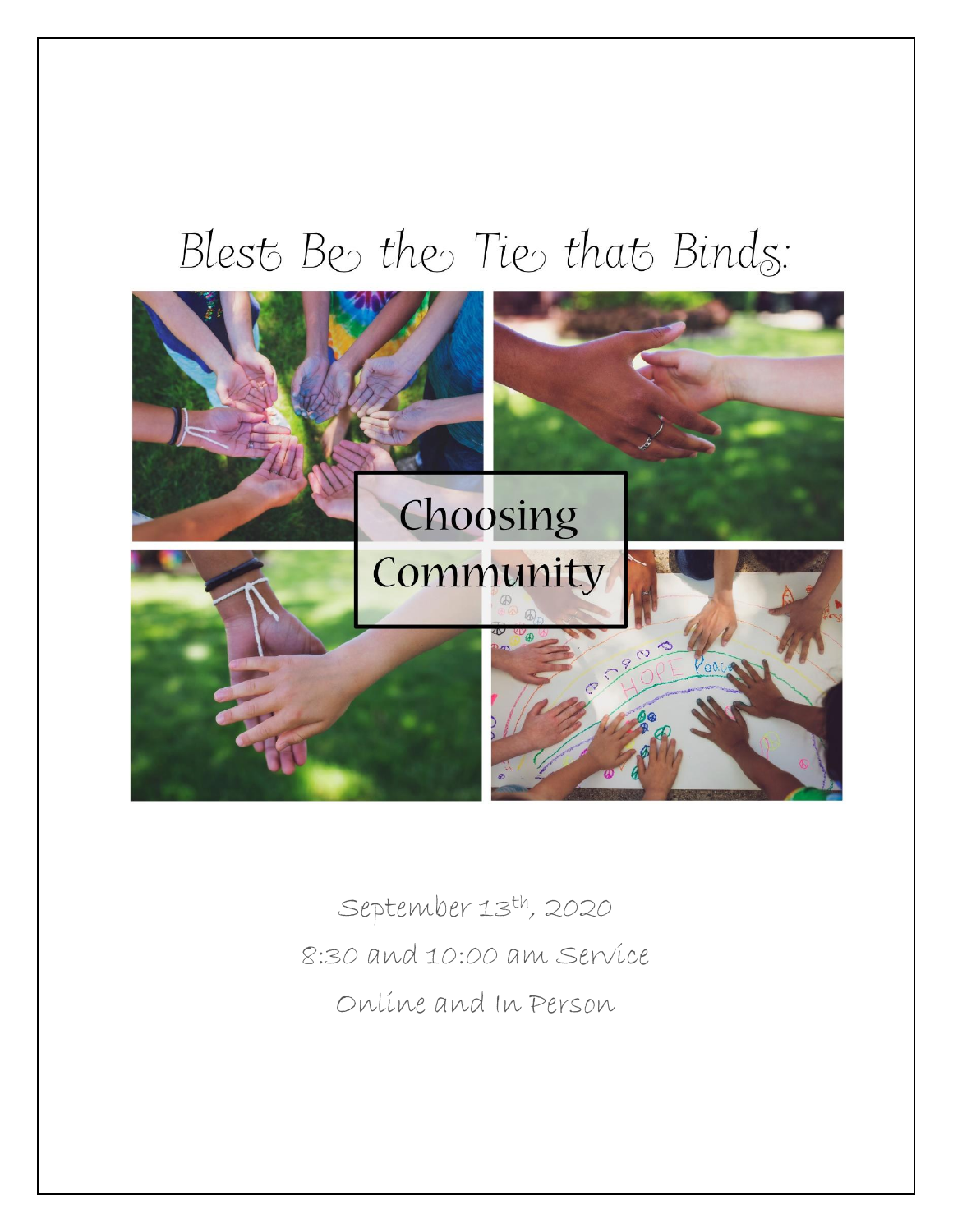# Blest Be the Tie that Binds:

## Choosing Community

September 13th, 2020

8:30 and 10:00 am Service

Online and In Person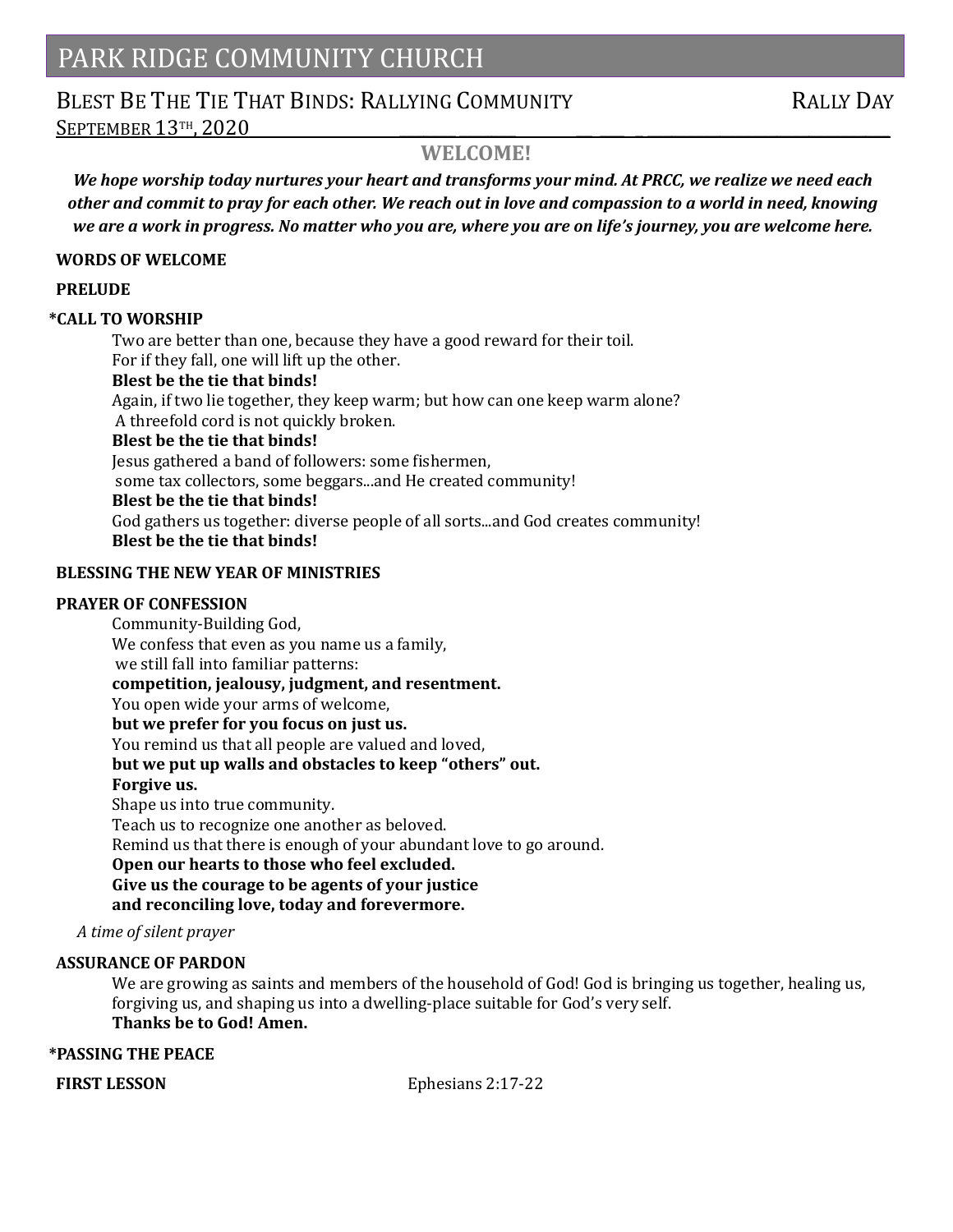# PARK RIDGE COMMUNITY CHURCH

## BLEST BE THE TIE THAT BINDS: RALLYING COMMUNITY — RALLY DAY

SEPTEMBER 13TH, 2020

### WELCOME!

***We hope worship today nurtures your heart and transforms your mind. At PRCC, we realize we need each other and commit to pray for each other. We reach out in love and compassion to a world in need, knowing we are a work in progress. No matter who you are, where you are on life's journey, you are welcome here.***

**WORDS OF WELCOME**

**PRELUDE**

**\*CALL TO WORSHIP**

Two are better than one, because they have a good reward for their toil.
For if they fall, one will lift up the other.
**Blest be the tie that binds!**
Again, if two lie together, they keep warm; but how can one keep warm alone?
A threefold cord is not quickly broken.
**Blest be the tie that binds!**
Jesus gathered a band of followers: some fishermen,
some tax collectors, some beggars...and He created community!
**Blest be the tie that binds!**
God gathers us together: diverse people of all sorts...and God creates community!
**Blest be the tie that binds!**

**BLESSING THE NEW YEAR OF MINISTRIES**

**PRAYER OF CONFESSION**

Community-Building God,
We confess that even as you name us a family,
we still fall into familiar patterns:
**competition, jealousy, judgment, and resentment.**
You open wide your arms of welcome,
**but we prefer for you focus on just us.**
You remind us that all people are valued and loved,
**but we put up walls and obstacles to keep "others" out.**
**Forgive us.**
Shape us into true community.
Teach us to recognize one another as beloved.
Remind us that there is enough of your abundant love to go around.
**Open our hearts to those who feel excluded.**
**Give us the courage to be agents of your justice**
**and reconciling love, today and forevermore.**

*A time of silent prayer*

**ASSURANCE OF PARDON**

We are growing as saints and members of the household of God! God is bringing us together, healing us, forgiving us, and shaping us into a dwelling-place suitable for God's very self.
**Thanks be to God! Amen.**

**\*PASSING THE PEACE**

**FIRST LESSON** — Ephesians 2:17-22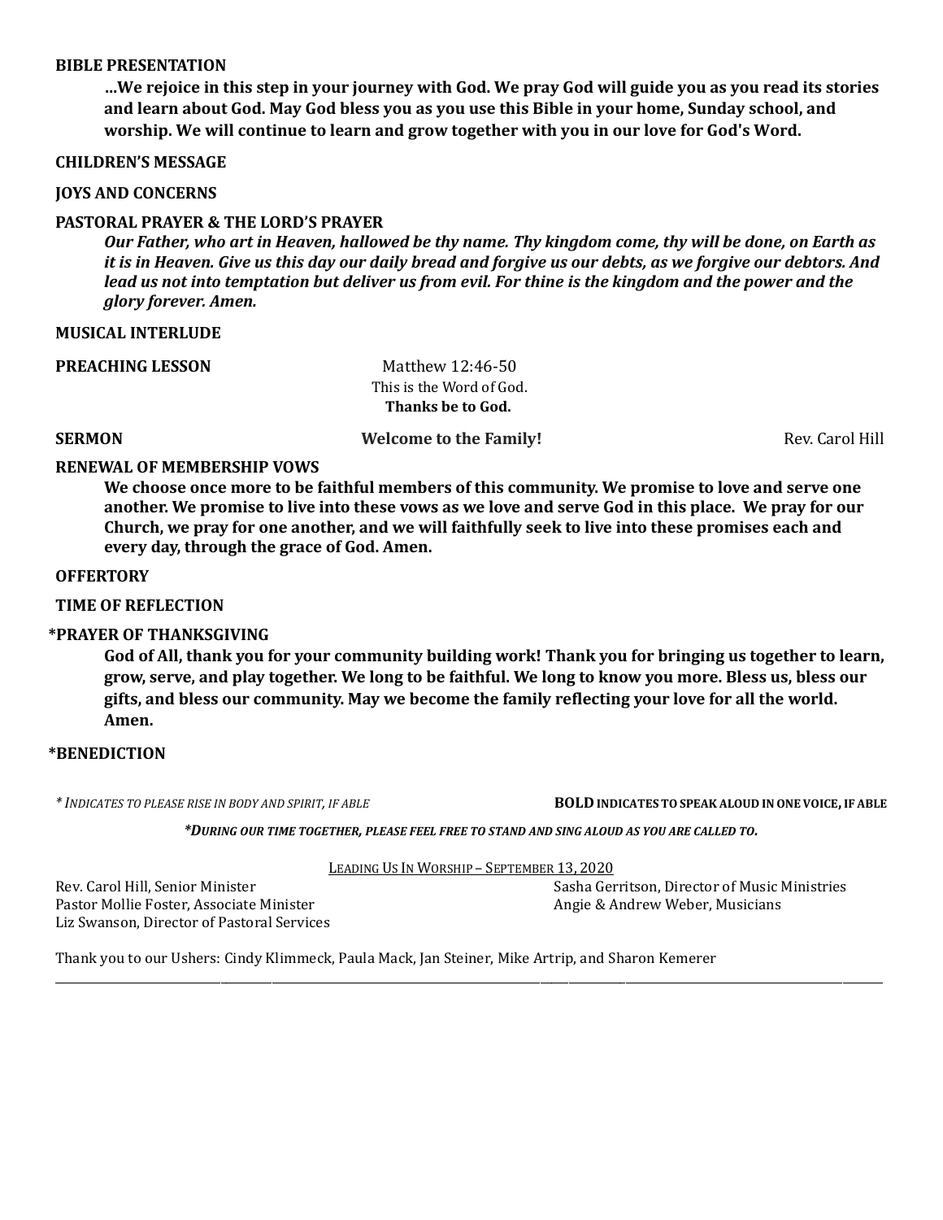**BIBLE PRESENTATION**

**…We rejoice in this step in your journey with God. We pray God will guide you as you read its stories and learn about God. May God bless you as you use this Bible in your home, Sunday school, and worship. We will continue to learn and grow together with you in our love for God's Word.**

**CHILDREN'S MESSAGE**

**JOYS AND CONCERNS**

**PASTORAL PRAYER & THE LORD'S PRAYER**

***Our Father, who art in Heaven, hallowed be thy name. Thy kingdom come, thy will be done, on Earth as it is in Heaven. Give us this day our daily bread and forgive us our debts, as we forgive our debtors. And lead us not into temptation but deliver us from evil. For thine is the kingdom and the power and the glory forever. Amen.***

**MUSICAL INTERLUDE**

**PREACHING LESSON** Matthew 12:46-50

This is the Word of God.

**Thanks be to God.**

**SERMON** **Welcome to the Family!** Rev. Carol Hill

**RENEWAL OF MEMBERSHIP VOWS**

**We choose once more to be faithful members of this community. We promise to love and serve one another. We promise to live into these vows as we love and serve God in this place. We pray for our Church, we pray for one another, and we will faithfully seek to live into these promises each and every day, through the grace of God. Amen.**

**OFFERTORY**

**TIME OF REFLECTION**

**\*PRAYER OF THANKSGIVING**

**God of All, thank you for your community building work! Thank you for bringing us together to learn, grow, serve, and play together. We long to be faithful. We long to know you more. Bless us, bless our gifts, and bless our community. May we become the family reflecting your love for all the world. Amen.**

**\*BENEDICTION**

*\* INDICATES TO PLEASE RISE IN BODY AND SPIRIT, IF ABLE* **BOLD INDICATES TO SPEAK ALOUD IN ONE VOICE, IF ABLE**

***\*DURING OUR TIME TOGETHER, PLEASE FEEL FREE TO STAND AND SING ALOUD AS YOU ARE CALLED TO.***

LEADING US IN WORSHIP – SEPTEMBER 13, 2020

Rev. Carol Hill, Senior Minister
Pastor Mollie Foster, Associate Minister
Liz Swanson, Director of Pastoral Services
Sasha Gerritson, Director of Music Ministries
Angie & Andrew Weber, Musicians

Thank you to our Ushers: Cindy Klimmeck, Paula Mack, Jan Steiner, Mike Artrip, and Sharon Kemerer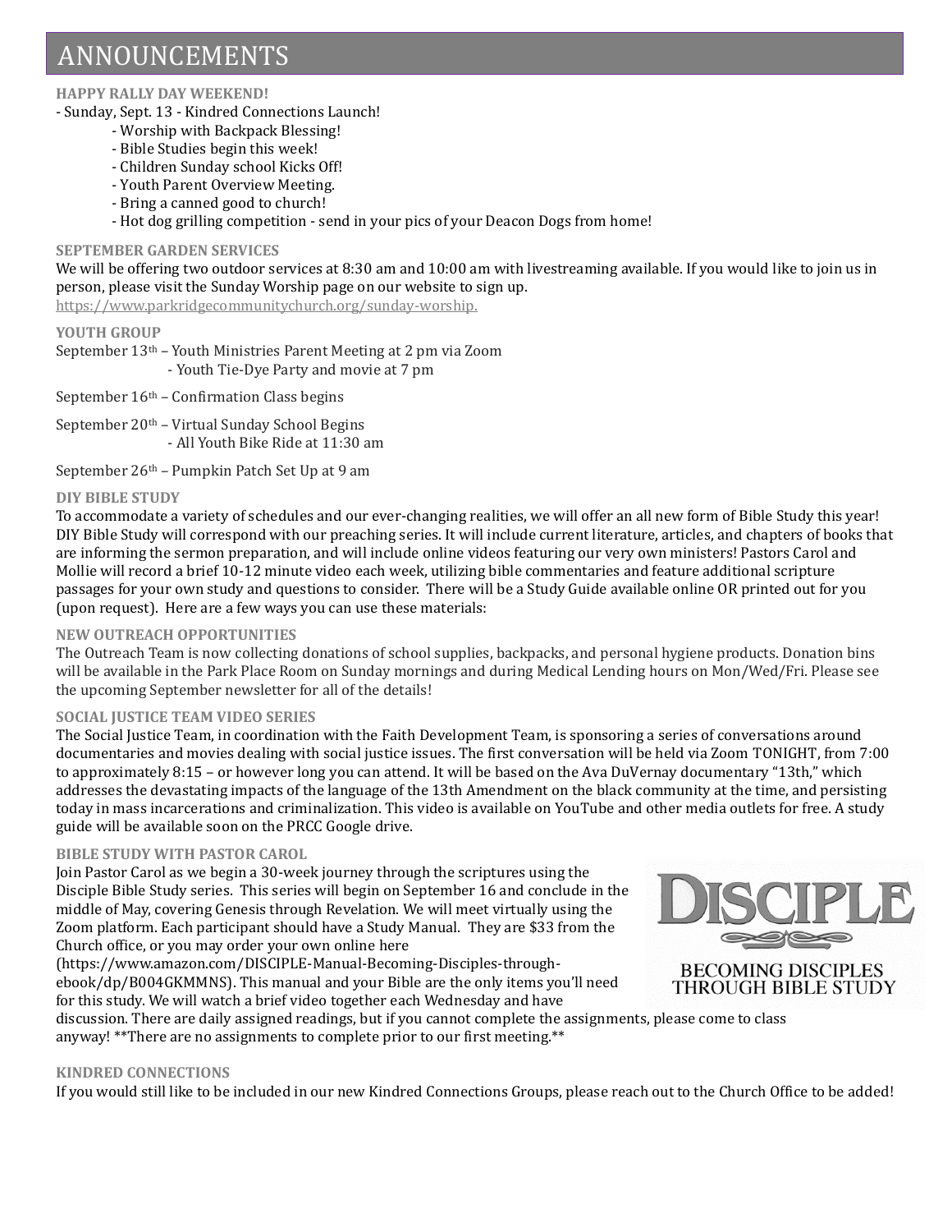# ANNOUNCEMENTS

### HAPPY RALLY DAY WEEKEND!

- Sunday, Sept. 13 - Kindred Connections Launch!
  - Worship with Backpack Blessing!
  - Bible Studies begin this week!
  - Children Sunday school Kicks Off!
  - Youth Parent Overview Meeting.
  - Bring a canned good to church!
  - Hot dog grilling competition - send in your pics of your Deacon Dogs from home!

### SEPTEMBER GARDEN SERVICES

We will be offering two outdoor services at 8:30 am and 10:00 am with livestreaming available. If you would like to join us in person, please visit the Sunday Worship page on our website to sign up.
https://www.parkridgecommunitychurch.org/sunday-worship.

### YOUTH GROUP

September 13th – Youth Ministries Parent Meeting at 2 pm via Zoom
- Youth Tie-Dye Party and movie at 7 pm

September 16th – Confirmation Class begins

September 20th – Virtual Sunday School Begins
- All Youth Bike Ride at 11:30 am

September 26th – Pumpkin Patch Set Up at 9 am

### DIY BIBLE STUDY

To accommodate a variety of schedules and our ever-changing realities, we will offer an all new form of Bible Study this year! DIY Bible Study will correspond with our preaching series. It will include current literature, articles, and chapters of books that are informing the sermon preparation, and will include online videos featuring our very own ministers! Pastors Carol and Mollie will record a brief 10-12 minute video each week, utilizing bible commentaries and feature additional scripture passages for your own study and questions to consider. There will be a Study Guide available online OR printed out for you (upon request). Here are a few ways you can use these materials:

### NEW OUTREACH OPPORTUNITIES

The Outreach Team is now collecting donations of school supplies, backpacks, and personal hygiene products. Donation bins will be available in the Park Place Room on Sunday mornings and during Medical Lending hours on Mon/Wed/Fri. Please see the upcoming September newsletter for all of the details!

### SOCIAL JUSTICE TEAM VIDEO SERIES

The Social Justice Team, in coordination with the Faith Development Team, is sponsoring a series of conversations around documentaries and movies dealing with social justice issues. The first conversation will be held via Zoom TONIGHT, from 7:00 to approximately 8:15 – or however long you can attend. It will be based on the Ava DuVernay documentary "13th," which addresses the devastating impacts of the language of the 13th Amendment on the black community at the time, and persisting today in mass incarcerations and criminalization. This video is available on YouTube and other media outlets for free. A study guide will be available soon on the PRCC Google drive.

### BIBLE STUDY WITH PASTOR CAROL

Join Pastor Carol as we begin a 30-week journey through the scriptures using the Disciple Bible Study series. This series will begin on September 16 and conclude in the middle of May, covering Genesis through Revelation. We will meet virtually using the Zoom platform. Each participant should have a Study Manual. They are $33 from the Church office, or you may order your own online here (https://www.amazon.com/DISCIPLE-Manual-Becoming-Disciples-through-ebook/dp/B004GKMMNS). This manual and your Bible are the only items you'll need for this study. We will watch a brief video together each Wednesday and have discussion. There are daily assigned readings, but if you cannot complete the assignments, please come to class anyway! **There are no assignments to complete prior to our first meeting.**

DISCIPLE
BECOMING DISCIPLES THROUGH BIBLE STUDY

### KINDRED CONNECTIONS

If you would still like to be included in our new Kindred Connections Groups, please reach out to the Church Office to be added!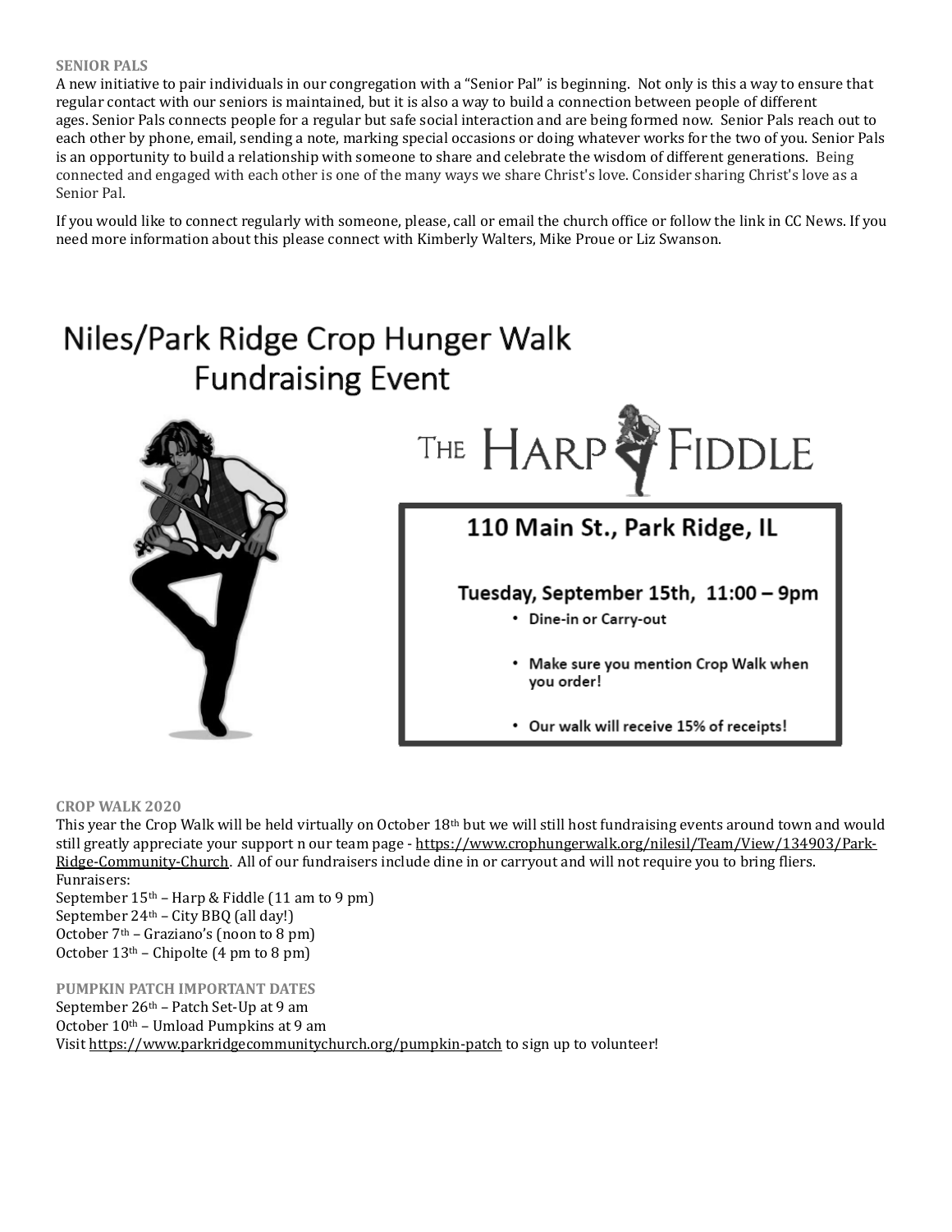**SENIOR PALS**

A new initiative to pair individuals in our congregation with a "Senior Pal" is beginning. Not only is this a way to ensure that regular contact with our seniors is maintained, but it is also a way to build a connection between people of different ages. Senior Pals connects people for a regular but safe social interaction and are being formed now. Senior Pals reach out to each other by phone, email, sending a note, marking special occasions or doing whatever works for the two of you. Senior Pals is an opportunity to build a relationship with someone to share and celebrate the wisdom of different generations. Being connected and engaged with each other is one of the many ways we share Christ's love. Consider sharing Christ's love as a Senior Pal.

If you would like to connect regularly with someone, please, call or email the church office or follow the link in CC News. If you need more information about this please connect with Kimberly Walters, Mike Proue or Liz Swanson.

# Niles/Park Ridge Crop Hunger Walk Fundraising Event

THE HARP FIDDLE

## 110 Main St., Park Ridge, IL

### Tuesday, September 15th, 11:00 – 9pm

- Dine-in or Carry-out
- Make sure you mention Crop Walk when you order!
- Our walk will receive 15% of receipts!

**CROP WALK 2020**

This year the Crop Walk will be held virtually on October 18th but we will still host fundraising events around town and would still greatly appreciate your support n our team page - https://www.crophungerwalk.org/nilesil/Team/View/134903/Park-Ridge-Community-Church. All of our fundraisers include dine in or carryout and will not require you to bring fliers.

Funraisers:
September 15th – Harp & Fiddle (11 am to 9 pm)
September 24th – City BBQ (all day!)
October 7th – Graziano's (noon to 8 pm)
October 13th – Chipolte (4 pm to 8 pm)

**PUMPKIN PATCH IMPORTANT DATES**

September 26th – Patch Set-Up at 9 am
October 10th – Umload Pumpkins at 9 am
Visit https://www.parkridgecommunitychurch.org/pumpkin-patch to sign up to volunteer!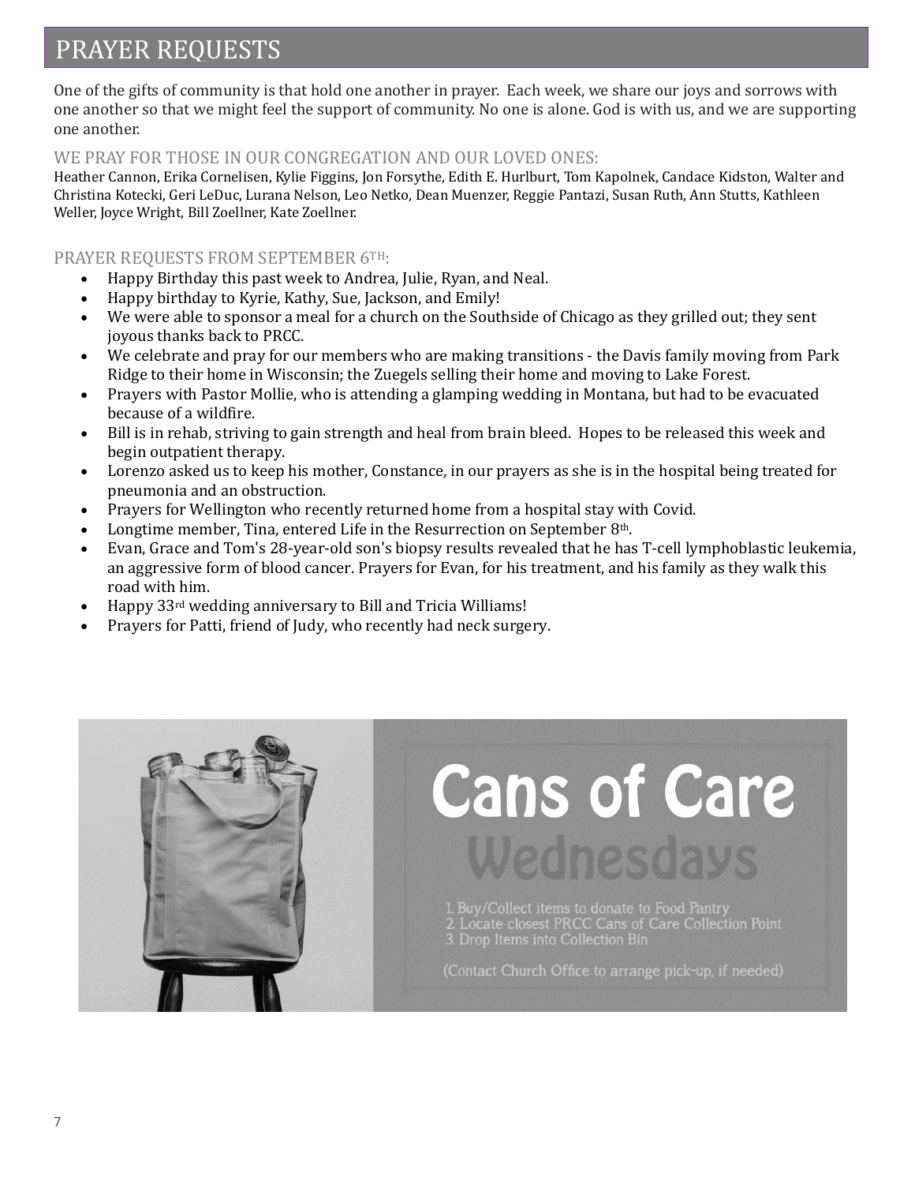# PRAYER REQUESTS

One of the gifts of community is that hold one another in prayer. Each week, we share our joys and sorrows with one another so that we might feel the support of community. No one is alone. God is with us, and we are supporting one another.

## WE PRAY FOR THOSE IN OUR CONGREGATION AND OUR LOVED ONES:

Heather Cannon, Erika Cornelisen, Kylie Figgins, Jon Forsythe, Edith E. Hurlburt, Tom Kapolnek, Candace Kidston, Walter and Christina Kotecki, Geri LeDuc, Lurana Nelson, Leo Netko, Dean Muenzer, Reggie Pantazi, Susan Ruth, Ann Stutts, Kathleen Weller, Joyce Wright, Bill Zoellner, Kate Zoellner.

## PRAYER REQUESTS FROM SEPTEMBER 6TH:

- Happy Birthday this past week to Andrea, Julie, Ryan, and Neal.
- Happy birthday to Kyrie, Kathy, Sue, Jackson, and Emily!
- We were able to sponsor a meal for a church on the Southside of Chicago as they grilled out; they sent joyous thanks back to PRCC.
- We celebrate and pray for our members who are making transitions - the Davis family moving from Park Ridge to their home in Wisconsin; the Zuegels selling their home and moving to Lake Forest.
- Prayers with Pastor Mollie, who is attending a glamping wedding in Montana, but had to be evacuated because of a wildfire.
- Bill is in rehab, striving to gain strength and heal from brain bleed. Hopes to be released this week and begin outpatient therapy.
- Lorenzo asked us to keep his mother, Constance, in our prayers as she is in the hospital being treated for pneumonia and an obstruction.
- Prayers for Wellington who recently returned home from a hospital stay with Covid.
- Longtime member, Tina, entered Life in the Resurrection on September 8th.
- Evan, Grace and Tom's 28-year-old son's biopsy results revealed that he has T-cell lymphoblastic leukemia, an aggressive form of blood cancer. Prayers for Evan, for his treatment, and his family as they walk this road with him.
- Happy 33rd wedding anniversary to Bill and Tricia Williams!
- Prayers for Patti, friend of Judy, who recently had neck surgery.

## Cans of Care Wednesdays

1. Buy/Collect items to donate to Food Pantry
2. Locate closest PRCC Cans of Care Collection Point
3. Drop Items into Collection Bin

(Contact Church Office to arrange pick-up, if needed)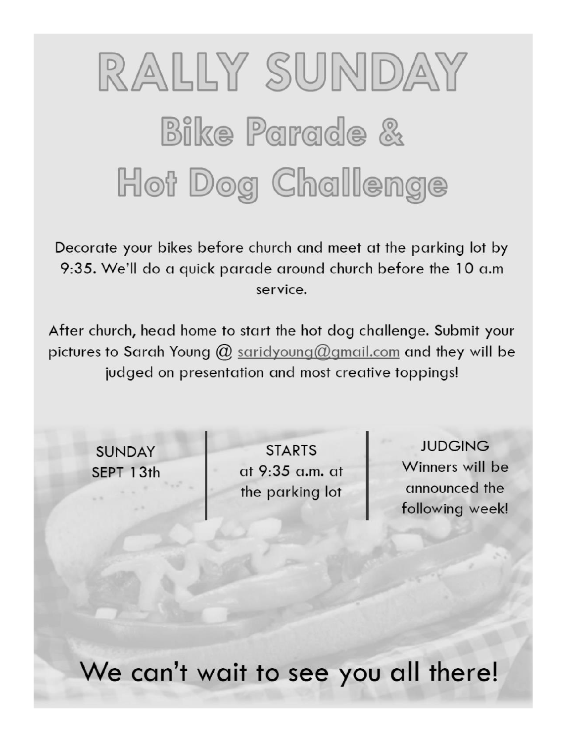# RALLY SUNDAY

## Bike Parade &

## Hot Dog Challenge

Decorate your bikes before church and meet at the parking lot by 9:35. We'll do a quick parade around church before the 10 a.m service.

After church, head home to start the hot dog challenge. Submit your pictures to Sarah Young @ saridyoung@gmail.com and they will be judged on presentation and most creative toppings!

SUNDAY
SEPT 13th

STARTS
at 9:35 a.m. at the parking lot

JUDGING
Winners will be announced the following week!

We can't wait to see you all there!